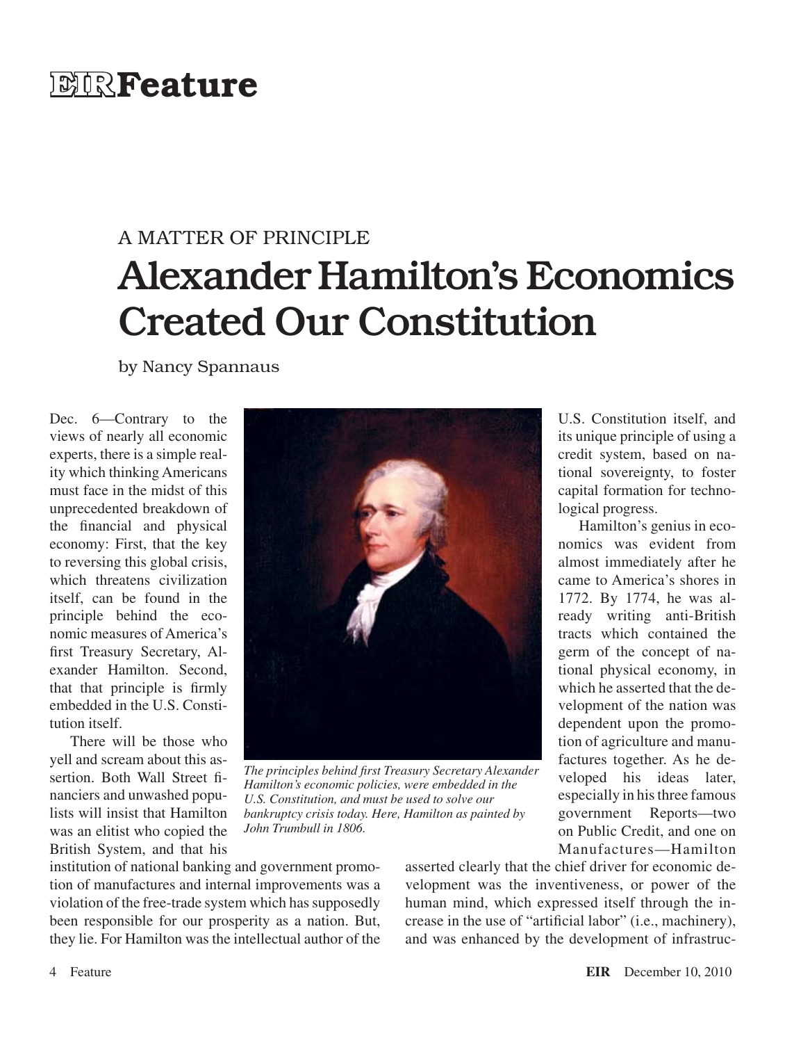# EIR Feature

A MATTER OF PRINCIPLE

## Alexander Hamilton's Economics Created Our Constitution

by Nancy Spannaus

Dec. 6—Contrary to the views of nearly all economic experts, there is a simple reality which thinking Americans must face in the midst of this unprecedented breakdown of the financial and physical economy: First, that the key to reversing this global crisis, which threatens civilization itself, can be found in the principle behind the economic measures of America's first Treasury Secretary, Alexander Hamilton. Second, that that principle is firmly embedded in the U.S. Constitution itself.

There will be those who yell and scream about this assertion. Both Wall Street financiers and unwashed populists will insist that Hamilton was an elitist who copied the British System, and that his institution of national banking and government promotion of manufactures and internal improvements was a violation of the free-trade system which has supposedly been responsible for our prosperity as a nation. But, they lie. For Hamilton was the intellectual author of the U.S. Constitution itself, and its unique principle of using a credit system, based on national sovereignty, to foster capital formation for technological progress.

*The principles behind first Treasury Secretary Alexander Hamilton's economic policies, were embedded in the U.S. Constitution, and must be used to solve our bankruptcy crisis today. Here, Hamilton as painted by John Trumbull in 1806.*

Hamilton's genius in economics was evident from almost immediately after he came to America's shores in 1772. By 1774, he was already writing anti-British tracts which contained the germ of the concept of national physical economy, in which he asserted that the development of the nation was dependent upon the promotion of agriculture and manufactures together. As he developed his ideas later, especially in his three famous government Reports—two on Public Credit, and one on Manufactures—Hamilton asserted clearly that the chief driver for economic development was the inventiveness, or power of the human mind, which expressed itself through the increase in the use of "artificial labor" (i.e., machinery), and was enhanced by the development of infrastruc-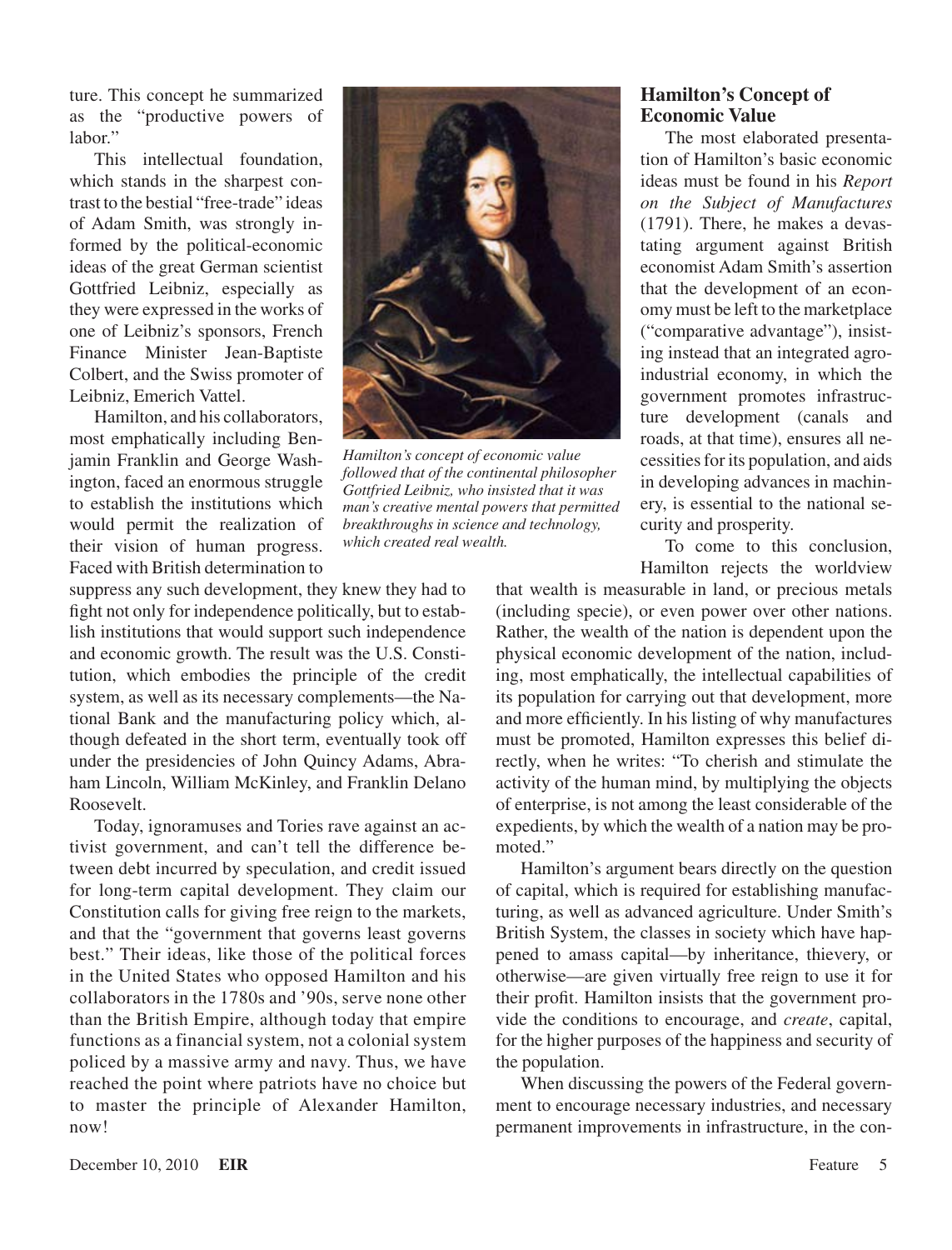ture. This concept he summarized as the "productive powers of labor."

This intellectual foundation, which stands in the sharpest contrast to the bestial "free-trade" ideas of Adam Smith, was strongly informed by the political-economic ideas of the great German scientist Gottfried Leibniz, especially as they were expressed in the works of one of Leibniz's sponsors, French Finance Minister Jean-Baptiste Colbert, and the Swiss promoter of Leibniz, Emerich Vattel.

Hamilton, and his collaborators, most emphatically including Benjamin Franklin and George Washington, faced an enormous struggle to establish the institutions which would permit the realization of their vision of human progress. Faced with British determination to suppress any such development, they knew they had to fight not only for independence politically, but to establish institutions that would support such independence and economic growth. The result was the U.S. Constitution, which embodies the principle of the credit system, as well as its necessary complements—the National Bank and the manufacturing policy which, although defeated in the short term, eventually took off under the presidencies of John Quincy Adams, Abraham Lincoln, William McKinley, and Franklin Delano Roosevelt.

Today, ignoramuses and Tories rave against an activist government, and can't tell the difference between debt incurred by speculation, and credit issued for long-term capital development. They claim our Constitution calls for giving free reign to the markets, and that the "government that governs least governs best." Their ideas, like those of the political forces in the United States who opposed Hamilton and his collaborators in the 1780s and '90s, serve none other than the British Empire, although today that empire functions as a financial system, not a colonial system policed by a massive army and navy. Thus, we have reached the point where patriots have no choice but to master the principle of Alexander Hamilton, now!

*Hamilton's concept of economic value followed that of the continental philosopher Gottfried Leibniz, who insisted that it was man's creative mental powers that permitted breakthroughs in science and technology, which created real wealth.*

## Hamilton's Concept of Economic Value

The most elaborated presentation of Hamilton's basic economic ideas must be found in his *Report on the Subject of Manufactures* (1791). There, he makes a devastating argument against British economist Adam Smith's assertion that the development of an economy must be left to the marketplace ("comparative advantage"), insisting instead that an integrated agro-industrial economy, in which the government promotes infrastructure development (canals and roads, at that time), ensures all necessities for its population, and aids in developing advances in machinery, is essential to the national security and prosperity.

To come to this conclusion, Hamilton rejects the worldview that wealth is measurable in land, or precious metals (including specie), or even power over other nations. Rather, the wealth of the nation is dependent upon the physical economic development of the nation, including, most emphatically, the intellectual capabilities of its population for carrying out that development, more and more efficiently. In his listing of why manufactures must be promoted, Hamilton expresses this belief directly, when he writes: "To cherish and stimulate the activity of the human mind, by multiplying the objects of enterprise, is not among the least considerable of the expedients, by which the wealth of a nation may be promoted."

Hamilton's argument bears directly on the question of capital, which is required for establishing manufacturing, as well as advanced agriculture. Under Smith's British System, the classes in society which have happened to amass capital—by inheritance, thievery, or otherwise—are given virtually free reign to use it for their profit. Hamilton insists that the government provide the conditions to encourage, and *create*, capital, for the higher purposes of the happiness and security of the population.

When discussing the powers of the Federal government to encourage necessary industries, and necessary permanent improvements in infrastructure, in the con-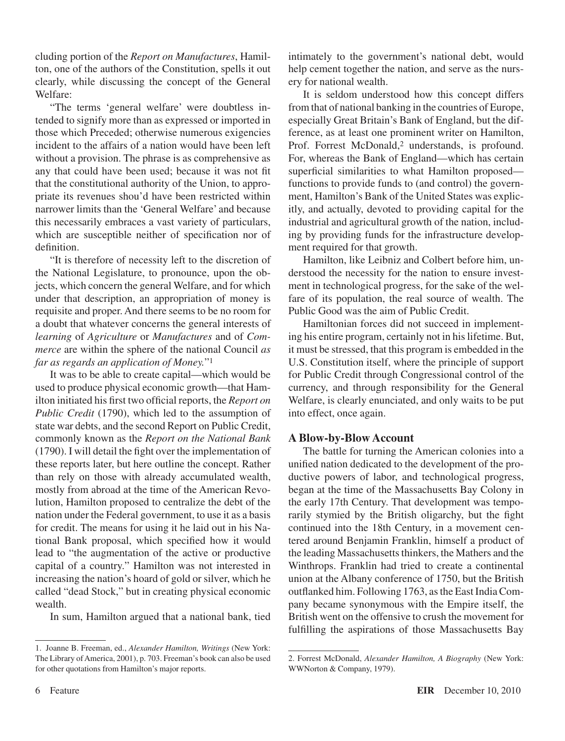cluding portion of the *Report on Manufactures*, Hamilton, one of the authors of the Constitution, spells it out clearly, while discussing the concept of the General Welfare:

"The terms 'general welfare' were doubtless intended to signify more than as expressed or imported in those which Preceded; otherwise numerous exigencies incident to the affairs of a nation would have been left without a provision. The phrase is as comprehensive as any that could have been used; because it was not fit that the constitutional authority of the Union, to appropriate its revenues shou'd have been restricted within narrower limits than the 'General Welfare' and because this necessarily embraces a vast variety of particulars, which are susceptible neither of specification nor of definition.

"It is therefore of necessity left to the discretion of the National Legislature, to pronounce, upon the objects, which concern the general Welfare, and for which under that description, an appropriation of money is requisite and proper. And there seems to be no room for a doubt that whatever concerns the general interests of *learning* of *Agriculture* or *Manufactures* and of *Commerce* are within the sphere of the national Council *as far as regards an application of Money.*"[1]

It was to be able to create capital—which would be used to produce physical economic growth—that Hamilton initiated his first two official reports, the *Report on Public Credit* (1790), which led to the assumption of state war debts, and the second Report on Public Credit, commonly known as the *Report on the National Bank* (1790). I will detail the fight over the implementation of these reports later, but here outline the concept. Rather than rely on those with already accumulated wealth, mostly from abroad at the time of the American Revolution, Hamilton proposed to centralize the debt of the nation under the Federal government, to use it as a basis for credit. The means for using it he laid out in his National Bank proposal, which specified how it would lead to "the augmentation of the active or productive capital of a country." Hamilton was not interested in increasing the nation's hoard of gold or silver, which he called "dead Stock," but in creating physical economic wealth.

In sum, Hamilton argued that a national bank, tied intimately to the government's national debt, would help cement together the nation, and serve as the nursery for national wealth.

It is seldom understood how this concept differs from that of national banking in the countries of Europe, especially Great Britain's Bank of England, but the difference, as at least one prominent writer on Hamilton, Prof. Forrest McDonald,[2] understands, is profound. For, whereas the Bank of England—which has certain superficial similarities to what Hamilton proposed—functions to provide funds to (and control) the government, Hamilton's Bank of the United States was explicitly, and actually, devoted to providing capital for the industrial and agricultural growth of the nation, including by providing funds for the infrastructure development required for that growth.

Hamilton, like Leibniz and Colbert before him, understood the necessity for the nation to ensure investment in technological progress, for the sake of the welfare of its population, the real source of wealth. The Public Good was the aim of Public Credit.

Hamiltonian forces did not succeed in implementing his entire program, certainly not in his lifetime. But, it must be stressed, that this program is embedded in the U.S. Constitution itself, where the principle of support for Public Credit through Congressional control of the currency, and through responsibility for the General Welfare, is clearly enunciated, and only waits to be put into effect, once again.

## A Blow-by-Blow Account

The battle for turning the American colonies into a unified nation dedicated to the development of the productive powers of labor, and technological progress, began at the time of the Massachusetts Bay Colony in the early 17th Century. That development was temporarily stymied by the British oligarchy, but the fight continued into the 18th Century, in a movement centered around Benjamin Franklin, himself a product of the leading Massachusetts thinkers, the Mathers and the Winthrops. Franklin had tried to create a continental union at the Albany conference of 1750, but the British outflanked him. Following 1763, as the East India Company became synonymous with the Empire itself, the British went on the offensive to crush the movement for fulfilling the aspirations of those Massachusetts Bay

---

1. Joanne B. Freeman, ed., *Alexander Hamilton, Writings* (New York: The Library of America, 2001), p. 703. Freeman's book can also be used for other quotations from Hamilton's major reports.

2. Forrest McDonald, *Alexander Hamilton, A Biography* (New York: WWNorton & Company, 1979).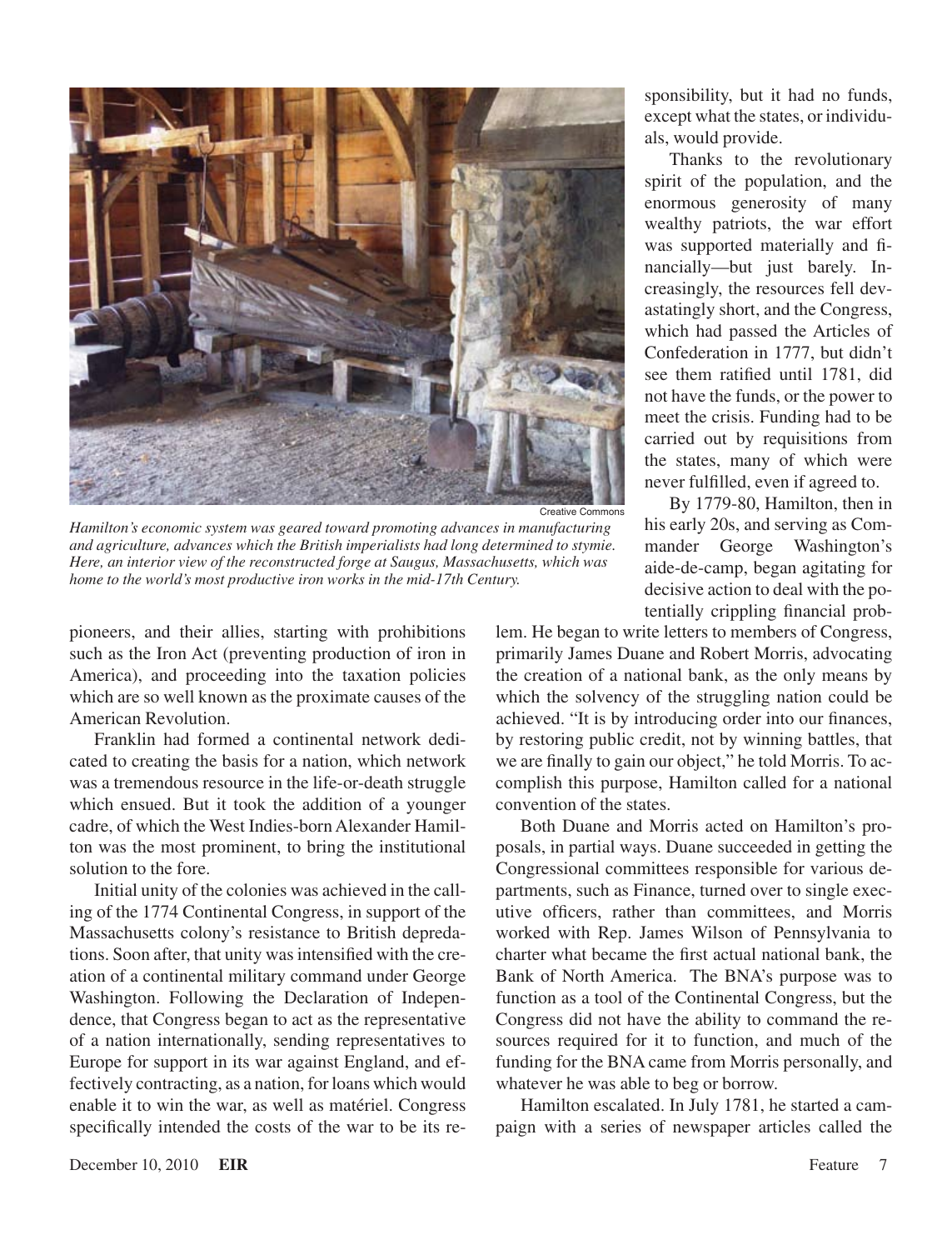Creative Commons

*Hamilton's economic system was geared toward promoting advances in manufacturing and agriculture, advances which the British imperialists had long determined to stymie. Here, an interior view of the reconstructed forge at Saugus, Massachusetts, which was home to the world's most productive iron works in the mid-17th Century.*

pioneers, and their allies, starting with prohibitions such as the Iron Act (preventing production of iron in America), and proceeding into the taxation policies which are so well known as the proximate causes of the American Revolution.

Franklin had formed a continental network dedicated to creating the basis for a nation, which network was a tremendous resource in the life-or-death struggle which ensued. But it took the addition of a younger cadre, of which the West Indies-born Alexander Hamilton was the most prominent, to bring the institutional solution to the fore.

Initial unity of the colonies was achieved in the calling of the 1774 Continental Congress, in support of the Massachusetts colony's resistance to British depredations. Soon after, that unity was intensified with the creation of a continental military command under George Washington. Following the Declaration of Independence, that Congress began to act as the representative of a nation internationally, sending representatives to Europe for support in its war against England, and effectively contracting, as a nation, for loans which would enable it to win the war, as well as matériel. Congress specifically intended the costs of the war to be its responsibility, but it had no funds, except what the states, or individuals, would provide.

Thanks to the revolutionary spirit of the population, and the enormous generosity of many wealthy patriots, the war effort was supported materially and financially—but just barely. Increasingly, the resources fell devastatingly short, and the Congress, which had passed the Articles of Confederation in 1777, but didn't see them ratified until 1781, did not have the funds, or the power to meet the crisis. Funding had to be carried out by requisitions from the states, many of which were never fulfilled, even if agreed to.

By 1779-80, Hamilton, then in his early 20s, and serving as Commander George Washington's aide-de-camp, began agitating for decisive action to deal with the potentially crippling financial problem. He began to write letters to members of Congress, primarily James Duane and Robert Morris, advocating the creation of a national bank, as the only means by which the solvency of the struggling nation could be achieved. "It is by introducing order into our finances, by restoring public credit, not by winning battles, that we are finally to gain our object," he told Morris. To accomplish this purpose, Hamilton called for a national convention of the states.

Both Duane and Morris acted on Hamilton's proposals, in partial ways. Duane succeeded in getting the Congressional committees responsible for various departments, such as Finance, turned over to single executive officers, rather than committees, and Morris worked with Rep. James Wilson of Pennsylvania to charter what became the first actual national bank, the Bank of North America. The BNA's purpose was to function as a tool of the Continental Congress, but the Congress did not have the ability to command the resources required for it to function, and much of the funding for the BNA came from Morris personally, and whatever he was able to beg or borrow.

Hamilton escalated. In July 1781, he started a campaign with a series of newspaper articles called the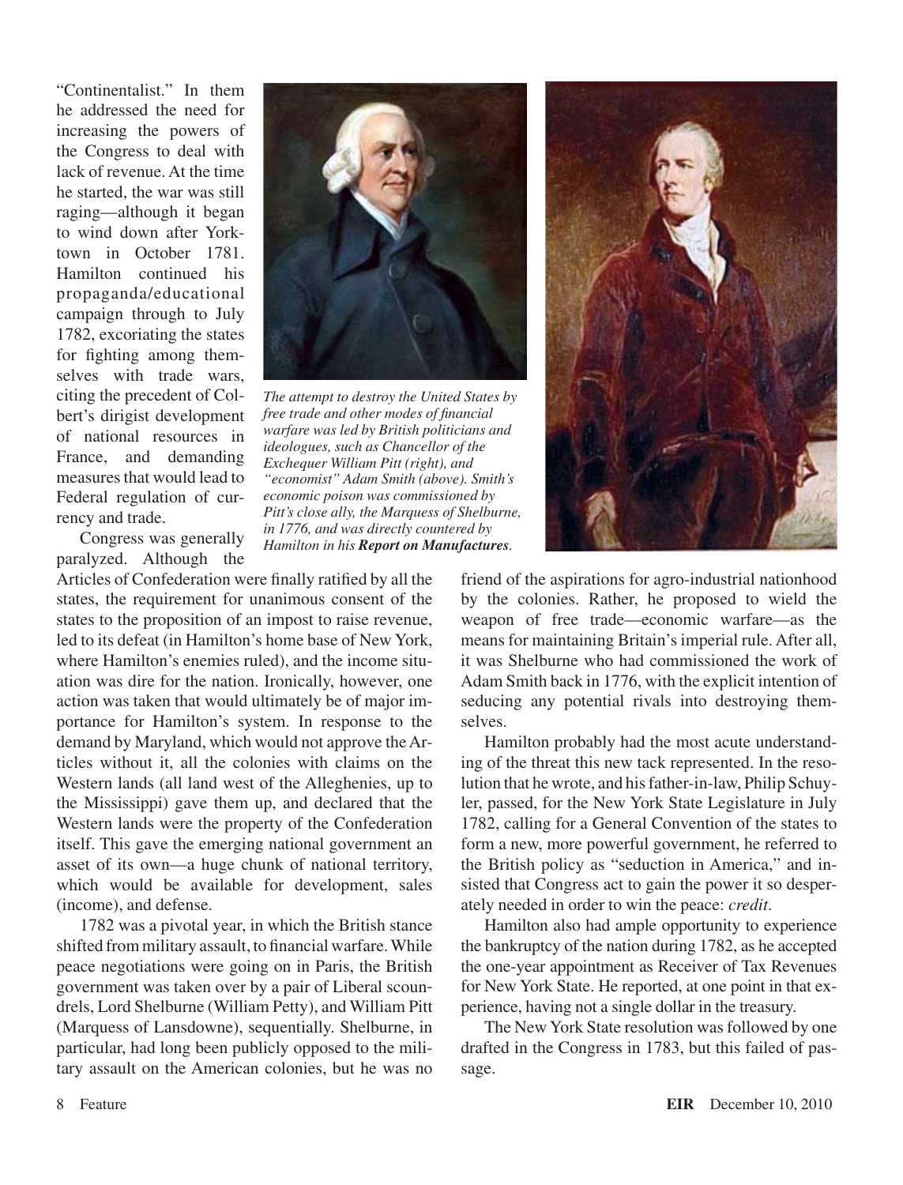"Continentalist." In them he addressed the need for increasing the powers of the Congress to deal with lack of revenue. At the time he started, the war was still raging—although it began to wind down after Yorktown in October 1781. Hamilton continued his propaganda/educational campaign through to July 1782, excoriating the states for fighting among themselves with trade wars, citing the precedent of Colbert's dirigist development of national resources in France, and demanding measures that would lead to Federal regulation of currency and trade.

*The attempt to destroy the United States by free trade and other modes of financial warfare was led by British politicians and ideologues, such as Chancellor of the Exchequer William Pitt (right), and "economist" Adam Smith (above). Smith's economic poison was commissioned by Pitt's close ally, the Marquess of Shelburne, in 1776, and was directly countered by Hamilton in his* ***Report on Manufactures****.*

Congress was generally paralyzed. Although the Articles of Confederation were finally ratified by all the states, the requirement for unanimous consent of the states to the proposition of an impost to raise revenue, led to its defeat (in Hamilton's home base of New York, where Hamilton's enemies ruled), and the income situation was dire for the nation. Ironically, however, one action was taken that would ultimately be of major importance for Hamilton's system. In response to the demand by Maryland, which would not approve the Articles without it, all the colonies with claims on the Western lands (all land west of the Alleghenies, up to the Mississippi) gave them up, and declared that the Western lands were the property of the Confederation itself. This gave the emerging national government an asset of its own—a huge chunk of national territory, which would be available for development, sales (income), and defense.

1782 was a pivotal year, in which the British stance shifted from military assault, to financial warfare. While peace negotiations were going on in Paris, the British government was taken over by a pair of Liberal scoundrels, Lord Shelburne (William Petty), and William Pitt (Marquess of Lansdowne), sequentially. Shelburne, in particular, had long been publicly opposed to the military assault on the American colonies, but he was no friend of the aspirations for agro-industrial nationhood by the colonies. Rather, he proposed to wield the weapon of free trade—economic warfare—as the means for maintaining Britain's imperial rule. After all, it was Shelburne who had commissioned the work of Adam Smith back in 1776, with the explicit intention of seducing any potential rivals into destroying themselves.

Hamilton probably had the most acute understanding of the threat this new tack represented. In the resolution that he wrote, and his father-in-law, Philip Schuyler, passed, for the New York State Legislature in July 1782, calling for a General Convention of the states to form a new, more powerful government, he referred to the British policy as "seduction in America," and insisted that Congress act to gain the power it so desperately needed in order to win the peace: *credit*.

Hamilton also had ample opportunity to experience the bankruptcy of the nation during 1782, as he accepted the one-year appointment as Receiver of Tax Revenues for New York State. He reported, at one point in that experience, having not a single dollar in the treasury.

The New York State resolution was followed by one drafted in the Congress in 1783, but this failed of passage.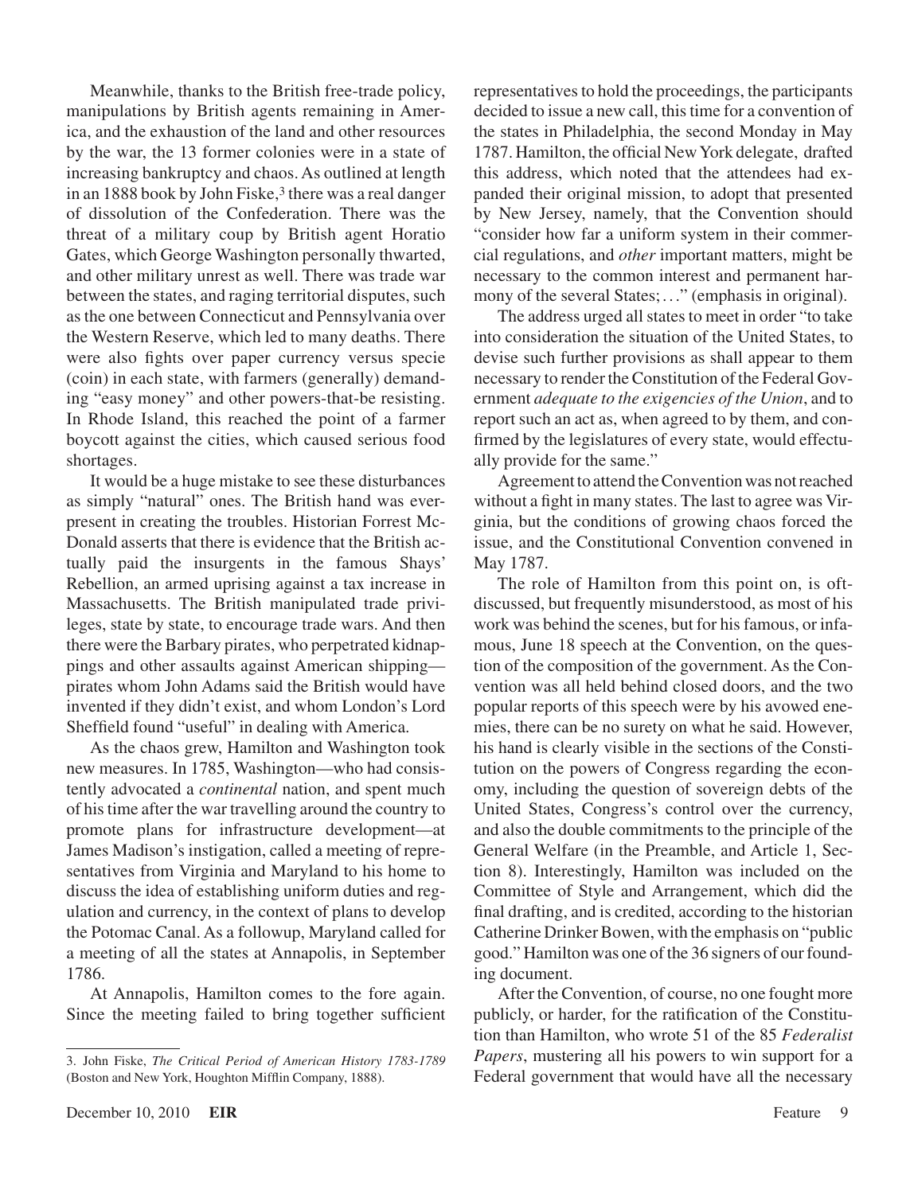Meanwhile, thanks to the British free-trade policy, manipulations by British agents remaining in America, and the exhaustion of the land and other resources by the war, the 13 former colonies were in a state of increasing bankruptcy and chaos. As outlined at length in an 1888 book by John Fiske,[3] there was a real danger of dissolution of the Confederation. There was the threat of a military coup by British agent Horatio Gates, which George Washington personally thwarted, and other military unrest as well. There was trade war between the states, and raging territorial disputes, such as the one between Connecticut and Pennsylvania over the Western Reserve, which led to many deaths. There were also fights over paper currency versus specie (coin) in each state, with farmers (generally) demanding "easy money" and other powers-that-be resisting. In Rhode Island, this reached the point of a farmer boycott against the cities, which caused serious food shortages.

It would be a huge mistake to see these disturbances as simply "natural" ones. The British hand was ever-present in creating the troubles. Historian Forrest McDonald asserts that there is evidence that the British actually paid the insurgents in the famous Shays' Rebellion, an armed uprising against a tax increase in Massachusetts. The British manipulated trade privileges, state by state, to encourage trade wars. And then there were the Barbary pirates, who perpetrated kidnappings and other assaults against American shipping—pirates whom John Adams said the British would have invented if they didn't exist, and whom London's Lord Sheffield found "useful" in dealing with America.

As the chaos grew, Hamilton and Washington took new measures. In 1785, Washington—who had consistently advocated a *continental* nation, and spent much of his time after the war travelling around the country to promote plans for infrastructure development—at James Madison's instigation, called a meeting of representatives from Virginia and Maryland to his home to discuss the idea of establishing uniform duties and regulation and currency, in the context of plans to develop the Potomac Canal. As a followup, Maryland called for a meeting of all the states at Annapolis, in September 1786.

At Annapolis, Hamilton comes to the fore again. Since the meeting failed to bring together sufficient representatives to hold the proceedings, the participants decided to issue a new call, this time for a convention of the states in Philadelphia, the second Monday in May 1787. Hamilton, the official New York delegate, drafted this address, which noted that the attendees had expanded their original mission, to adopt that presented by New Jersey, namely, that the Convention should "consider how far a uniform system in their commercial regulations, and *other* important matters, might be necessary to the common interest and permanent harmony of the several States;..." (emphasis in original).

The address urged all states to meet in order "to take into consideration the situation of the United States, to devise such further provisions as shall appear to them necessary to render the Constitution of the Federal Government *adequate to the exigencies of the Union*, and to report such an act as, when agreed to by them, and confirmed by the legislatures of every state, would effectually provide for the same."

Agreement to attend the Convention was not reached without a fight in many states. The last to agree was Virginia, but the conditions of growing chaos forced the issue, and the Constitutional Convention convened in May 1787.

The role of Hamilton from this point on, is oft-discussed, but frequently misunderstood, as most of his work was behind the scenes, but for his famous, or infamous, June 18 speech at the Convention, on the question of the composition of the government. As the Convention was all held behind closed doors, and the two popular reports of this speech were by his avowed enemies, there can be no surety on what he said. However, his hand is clearly visible in the sections of the Constitution on the powers of Congress regarding the economy, including the question of sovereign debts of the United States, Congress's control over the currency, and also the double commitments to the principle of the General Welfare (in the Preamble, and Article 1, Section 8). Interestingly, Hamilton was included on the Committee of Style and Arrangement, which did the final drafting, and is credited, according to the historian Catherine Drinker Bowen, with the emphasis on "public good." Hamilton was one of the 36 signers of our founding document.

After the Convention, of course, no one fought more publicly, or harder, for the ratification of the Constitution than Hamilton, who wrote 51 of the 85 *Federalist Papers*, mustering all his powers to win support for a Federal government that would have all the necessary

---

3. John Fiske, *The Critical Period of American History 1783-1789* (Boston and New York, Houghton Mifflin Company, 1888).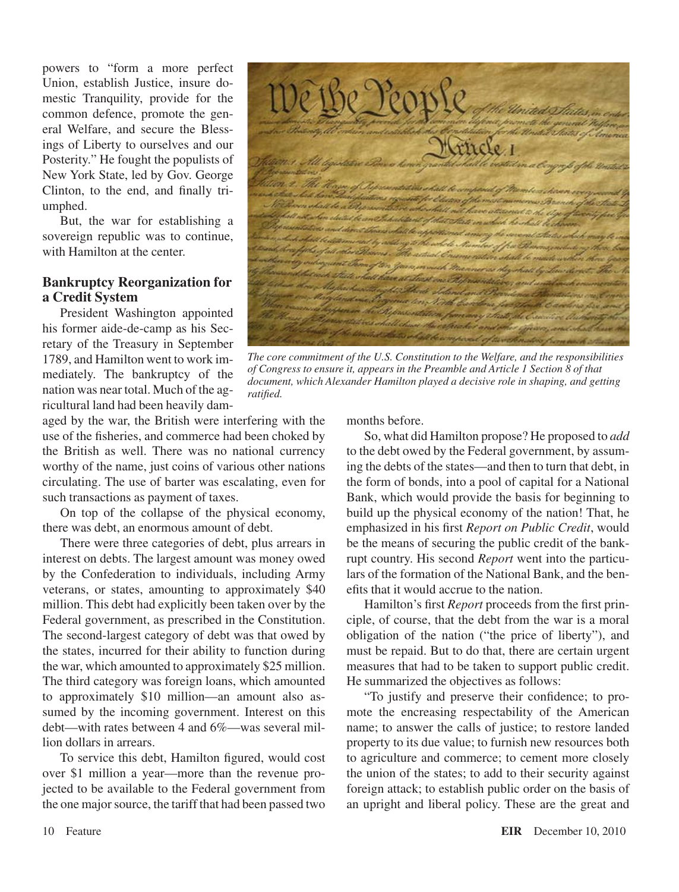powers to "form a more perfect Union, establish Justice, insure domestic Tranquility, provide for the common defence, promote the general Welfare, and secure the Blessings of Liberty to ourselves and our Posterity." He fought the populists of New York State, led by Gov. George Clinton, to the end, and finally triumphed.

But, the war for establishing a sovereign republic was to continue, with Hamilton at the center.

### Bankruptcy Reorganization for a Credit System

President Washington appointed his former aide-de-camp as his Secretary of the Treasury in September 1789, and Hamilton went to work immediately. The bankruptcy of the nation was near total. Much of the agricultural land had been heavily damaged by the war, the British were interfering with the use of the fisheries, and commerce had been choked by the British as well. There was no national currency worthy of the name, just coins of various other nations circulating. The use of barter was escalating, even for such transactions as payment of taxes.

On top of the collapse of the physical economy, there was debt, an enormous amount of debt.

There were three categories of debt, plus arrears in interest on debts. The largest amount was money owed by the Confederation to individuals, including Army veterans, or states, amounting to approximately $40 million. This debt had explicitly been taken over by the Federal government, as prescribed in the Constitution. The second-largest category of debt was that owed by the states, incurred for their ability to function during the war, which amounted to approximately $25 million. The third category was foreign loans, which amounted to approximately $10 million—an amount also assumed by the incoming government. Interest on this debt—with rates between 4 and 6%—was several million dollars in arrears.

To service this debt, Hamilton figured, would cost over $1 million a year—more than the revenue projected to be available to the Federal government from the one major source, the tariff that had been passed two months before.

*The core commitment of the U.S. Constitution to the Welfare, and the responsibilities of Congress to ensure it, appears in the Preamble and Article 1 Section 8 of that document, which Alexander Hamilton played a decisive role in shaping, and getting ratified.*

So, what did Hamilton propose? He proposed to *add* to the debt owed by the Federal government, by assuming the debts of the states—and then to turn that debt, in the form of bonds, into a pool of capital for a National Bank, which would provide the basis for beginning to build up the physical economy of the nation! That, he emphasized in his first *Report on Public Credit*, would be the means of securing the public credit of the bankrupt country. His second *Report* went into the particulars of the formation of the National Bank, and the benefits that it would accrue to the nation.

Hamilton's first *Report* proceeds from the first principle, of course, that the debt from the war is a moral obligation of the nation ("the price of liberty"), and must be repaid. But to do that, there are certain urgent measures that had to be taken to support public credit. He summarized the objectives as follows:

"To justify and preserve their confidence; to promote the encreasing respectability of the American name; to answer the calls of justice; to restore landed property to its due value; to furnish new resources both to agriculture and commerce; to cement more closely the union of the states; to add to their security against foreign attack; to establish public order on the basis of an upright and liberal policy. These are the great and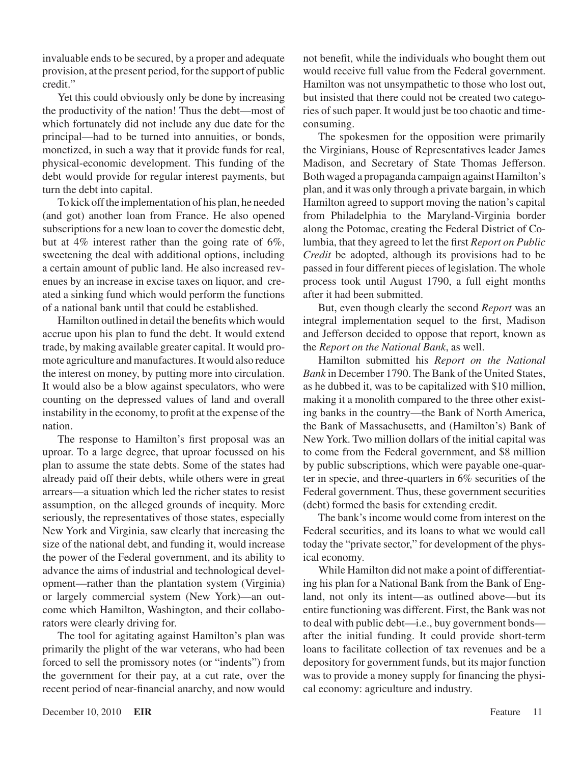invaluable ends to be secured, by a proper and adequate provision, at the present period, for the support of public credit."

Yet this could obviously only be done by increasing the productivity of the nation! Thus the debt—most of which fortunately did not include any due date for the principal—had to be turned into annuities, or bonds, monetized, in such a way that it provide funds for real, physical-economic development. This funding of the debt would provide for regular interest payments, but turn the debt into capital.

To kick off the implementation of his plan, he needed (and got) another loan from France. He also opened subscriptions for a new loan to cover the domestic debt, but at 4% interest rather than the going rate of 6%, sweetening the deal with additional options, including a certain amount of public land. He also increased revenues by an increase in excise taxes on liquor, and created a sinking fund which would perform the functions of a national bank until that could be established.

Hamilton outlined in detail the benefits which would accrue upon his plan to fund the debt. It would extend trade, by making available greater capital. It would promote agriculture and manufactures. It would also reduce the interest on money, by putting more into circulation. It would also be a blow against speculators, who were counting on the depressed values of land and overall instability in the economy, to profit at the expense of the nation.

The response to Hamilton's first proposal was an uproar. To a large degree, that uproar focussed on his plan to assume the state debts. Some of the states had already paid off their debts, while others were in great arrears—a situation which led the richer states to resist assumption, on the alleged grounds of inequity. More seriously, the representatives of those states, especially New York and Virginia, saw clearly that increasing the size of the national debt, and funding it, would increase the power of the Federal government, and its ability to advance the aims of industrial and technological development—rather than the plantation system (Virginia) or largely commercial system (New York)—an outcome which Hamilton, Washington, and their collaborators were clearly driving for.

The tool for agitating against Hamilton's plan was primarily the plight of the war veterans, who had been forced to sell the promissory notes (or "indents") from the government for their pay, at a cut rate, over the recent period of near-financial anarchy, and now would not benefit, while the individuals who bought them out would receive full value from the Federal government. Hamilton was not unsympathetic to those who lost out, but insisted that there could not be created two categories of such paper. It would just be too chaotic and time-consuming.

The spokesmen for the opposition were primarily the Virginians, House of Representatives leader James Madison, and Secretary of State Thomas Jefferson. Both waged a propaganda campaign against Hamilton's plan, and it was only through a private bargain, in which Hamilton agreed to support moving the nation's capital from Philadelphia to the Maryland-Virginia border along the Potomac, creating the Federal District of Columbia, that they agreed to let the first *Report on Public Credit* be adopted, although its provisions had to be passed in four different pieces of legislation. The whole process took until August 1790, a full eight months after it had been submitted.

But, even though clearly the second *Report* was an integral implementation sequel to the first, Madison and Jefferson decided to oppose that report, known as the *Report on the National Bank*, as well.

Hamilton submitted his *Report on the National Bank* in December 1790. The Bank of the United States, as he dubbed it, was to be capitalized with $10 million, making it a monolith compared to the three other existing banks in the country—the Bank of North America, the Bank of Massachusetts, and (Hamilton's) Bank of New York. Two million dollars of the initial capital was to come from the Federal government, and $8 million by public subscriptions, which were payable one-quarter in specie, and three-quarters in 6% securities of the Federal government. Thus, these government securities (debt) formed the basis for extending credit.

The bank's income would come from interest on the Federal securities, and its loans to what we would call today the "private sector," for development of the physical economy.

While Hamilton did not make a point of differentiating his plan for a National Bank from the Bank of England, not only its intent—as outlined above—but its entire functioning was different. First, the Bank was not to deal with public debt—i.e., buy government bonds—after the initial funding. It could provide short-term loans to facilitate collection of tax revenues and be a depository for government funds, but its major function was to provide a money supply for financing the physical economy: agriculture and industry.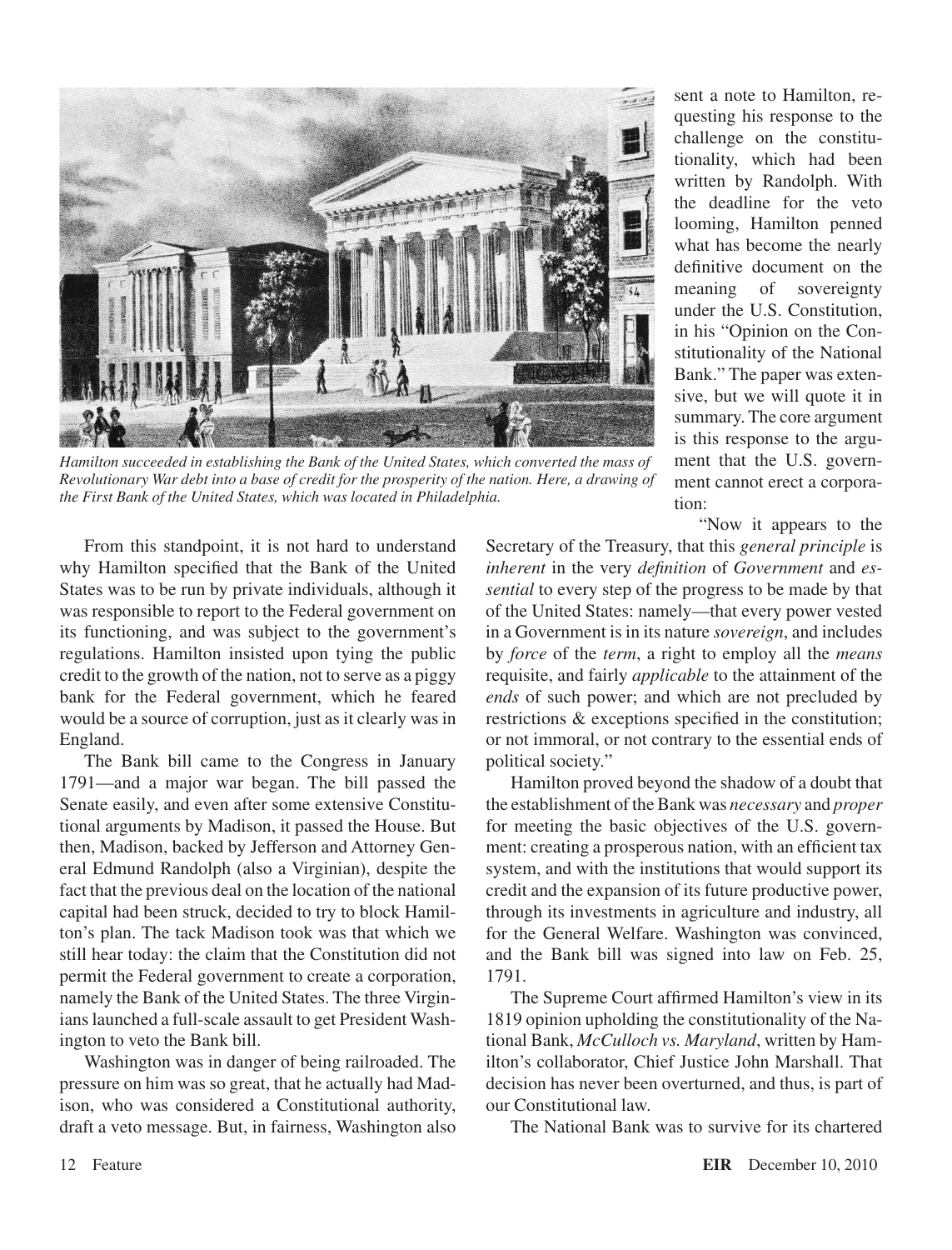*Hamilton succeeded in establishing the Bank of the United States, which converted the mass of Revolutionary War debt into a base of credit for the prosperity of the nation. Here, a drawing of the First Bank of the United States, which was located in Philadelphia.*

From this standpoint, it is not hard to understand why Hamilton specified that the Bank of the United States was to be run by private individuals, although it was responsible to report to the Federal government on its functioning, and was subject to the government's regulations. Hamilton insisted upon tying the public credit to the growth of the nation, not to serve as a piggy bank for the Federal government, which he feared would be a source of corruption, just as it clearly was in England.

The Bank bill came to the Congress in January 1791—and a major war began. The bill passed the Senate easily, and even after some extensive Constitutional arguments by Madison, it passed the House. But then, Madison, backed by Jefferson and Attorney General Edmund Randolph (also a Virginian), despite the fact that the previous deal on the location of the national capital had been struck, decided to try to block Hamilton's plan. The tack Madison took was that which we still hear today: the claim that the Constitution did not permit the Federal government to create a corporation, namely the Bank of the United States. The three Virginians launched a full-scale assault to get President Washington to veto the Bank bill.

Washington was in danger of being railroaded. The pressure on him was so great, that he actually had Madison, who was considered a Constitutional authority, draft a veto message. But, in fairness, Washington also sent a note to Hamilton, requesting his response to the challenge on the constitutionality, which had been written by Randolph. With the deadline for the veto looming, Hamilton penned what has become the nearly definitive document on the meaning of sovereignty under the U.S. Constitution, in his "Opinion on the Constitutionality of the National Bank." The paper was extensive, but we will quote it in summary. The core argument is this response to the argument that the U.S. government cannot erect a corporation:

"Now it appears to the Secretary of the Treasury, that this *general principle* is *inherent* in the very *definition* of *Government* and *essential* to every step of the progress to be made by that of the United States: namely—that every power vested in a Government is in its nature *sovereign*, and includes by *force* of the *term*, a right to employ all the *means* requisite, and fairly *applicable* to the attainment of the *ends* of such power; and which are not precluded by restrictions & exceptions specified in the constitution; or not immoral, or not contrary to the essential ends of political society."

Hamilton proved beyond the shadow of a doubt that the establishment of the Bank was *necessary* and *proper* for meeting the basic objectives of the U.S. government: creating a prosperous nation, with an efficient tax system, and with the institutions that would support its credit and the expansion of its future productive power, through its investments in agriculture and industry, all for the General Welfare. Washington was convinced, and the Bank bill was signed into law on Feb. 25, 1791.

The Supreme Court affirmed Hamilton's view in its 1819 opinion upholding the constitutionality of the National Bank, *McCulloch vs. Maryland*, written by Hamilton's collaborator, Chief Justice John Marshall. That decision has never been overturned, and thus, is part of our Constitutional law.

The National Bank was to survive for its chartered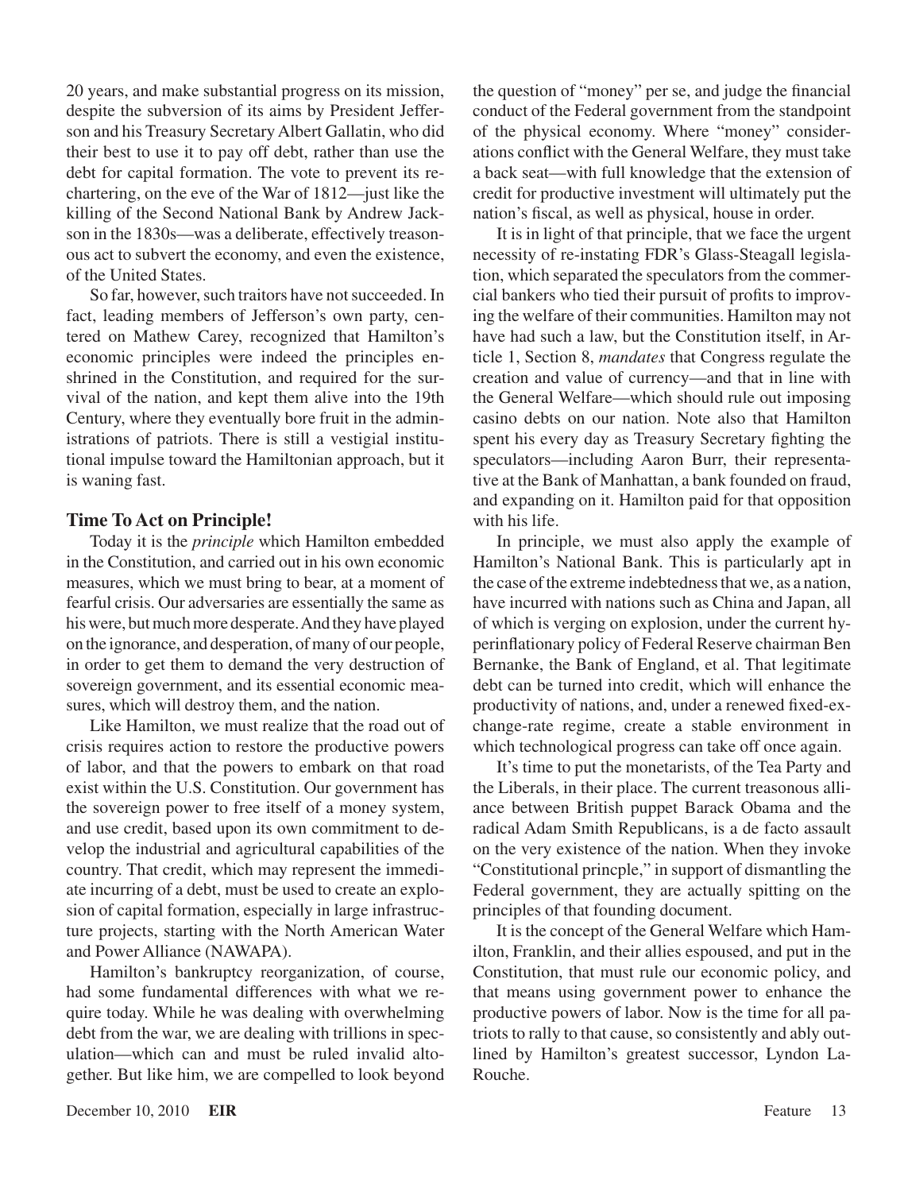20 years, and make substantial progress on its mission, despite the subversion of its aims by President Jefferson and his Treasury Secretary Albert Gallatin, who did their best to use it to pay off debt, rather than use the debt for capital formation. The vote to prevent its rechartering, on the eve of the War of 1812—just like the killing of the Second National Bank by Andrew Jackson in the 1830s—was a deliberate, effectively treasonous act to subvert the economy, and even the existence, of the United States.

So far, however, such traitors have not succeeded. In fact, leading members of Jefferson's own party, centered on Mathew Carey, recognized that Hamilton's economic principles were indeed the principles enshrined in the Constitution, and required for the survival of the nation, and kept them alive into the 19th Century, where they eventually bore fruit in the administrations of patriots. There is still a vestigial institutional impulse toward the Hamiltonian approach, but it is waning fast.

## Time To Act on Principle!

Today it is the *principle* which Hamilton embedded in the Constitution, and carried out in his own economic measures, which we must bring to bear, at a moment of fearful crisis. Our adversaries are essentially the same as his were, but much more desperate. And they have played on the ignorance, and desperation, of many of our people, in order to get them to demand the very destruction of sovereign government, and its essential economic measures, which will destroy them, and the nation.

Like Hamilton, we must realize that the road out of crisis requires action to restore the productive powers of labor, and that the powers to embark on that road exist within the U.S. Constitution. Our government has the sovereign power to free itself of a money system, and use credit, based upon its own commitment to develop the industrial and agricultural capabilities of the country. That credit, which may represent the immediate incurring of a debt, must be used to create an explosion of capital formation, especially in large infrastructure projects, starting with the North American Water and Power Alliance (NAWAPA).

Hamilton's bankruptcy reorganization, of course, had some fundamental differences with what we require today. While he was dealing with overwhelming debt from the war, we are dealing with trillions in speculation—which can and must be ruled invalid altogether. But like him, we are compelled to look beyond the question of "money" per se, and judge the financial conduct of the Federal government from the standpoint of the physical economy. Where "money" considerations conflict with the General Welfare, they must take a back seat—with full knowledge that the extension of credit for productive investment will ultimately put the nation's fiscal, as well as physical, house in order.

It is in light of that principle, that we face the urgent necessity of re-instating FDR's Glass-Steagall legislation, which separated the speculators from the commercial bankers who tied their pursuit of profits to improving the welfare of their communities. Hamilton may not have had such a law, but the Constitution itself, in Article 1, Section 8, *mandates* that Congress regulate the creation and value of currency—and that in line with the General Welfare—which should rule out imposing casino debts on our nation. Note also that Hamilton spent his every day as Treasury Secretary fighting the speculators—including Aaron Burr, their representative at the Bank of Manhattan, a bank founded on fraud, and expanding on it. Hamilton paid for that opposition with his life.

In principle, we must also apply the example of Hamilton's National Bank. This is particularly apt in the case of the extreme indebtedness that we, as a nation, have incurred with nations such as China and Japan, all of which is verging on explosion, under the current hyperinflationary policy of Federal Reserve chairman Ben Bernanke, the Bank of England, et al. That legitimate debt can be turned into credit, which will enhance the productivity of nations, and, under a renewed fixed-exchange-rate regime, create a stable environment in which technological progress can take off once again.

It's time to put the monetarists, of the Tea Party and the Liberals, in their place. The current treasonous alliance between British puppet Barack Obama and the radical Adam Smith Republicans, is a de facto assault on the very existence of the nation. When they invoke "Constitutional princple," in support of dismantling the Federal government, they are actually spitting on the principles of that founding document.

It is the concept of the General Welfare which Hamilton, Franklin, and their allies espoused, and put in the Constitution, that must rule our economic policy, and that means using government power to enhance the productive powers of labor. Now is the time for all patriots to rally to that cause, so consistently and ably outlined by Hamilton's greatest successor, Lyndon LaRouche.